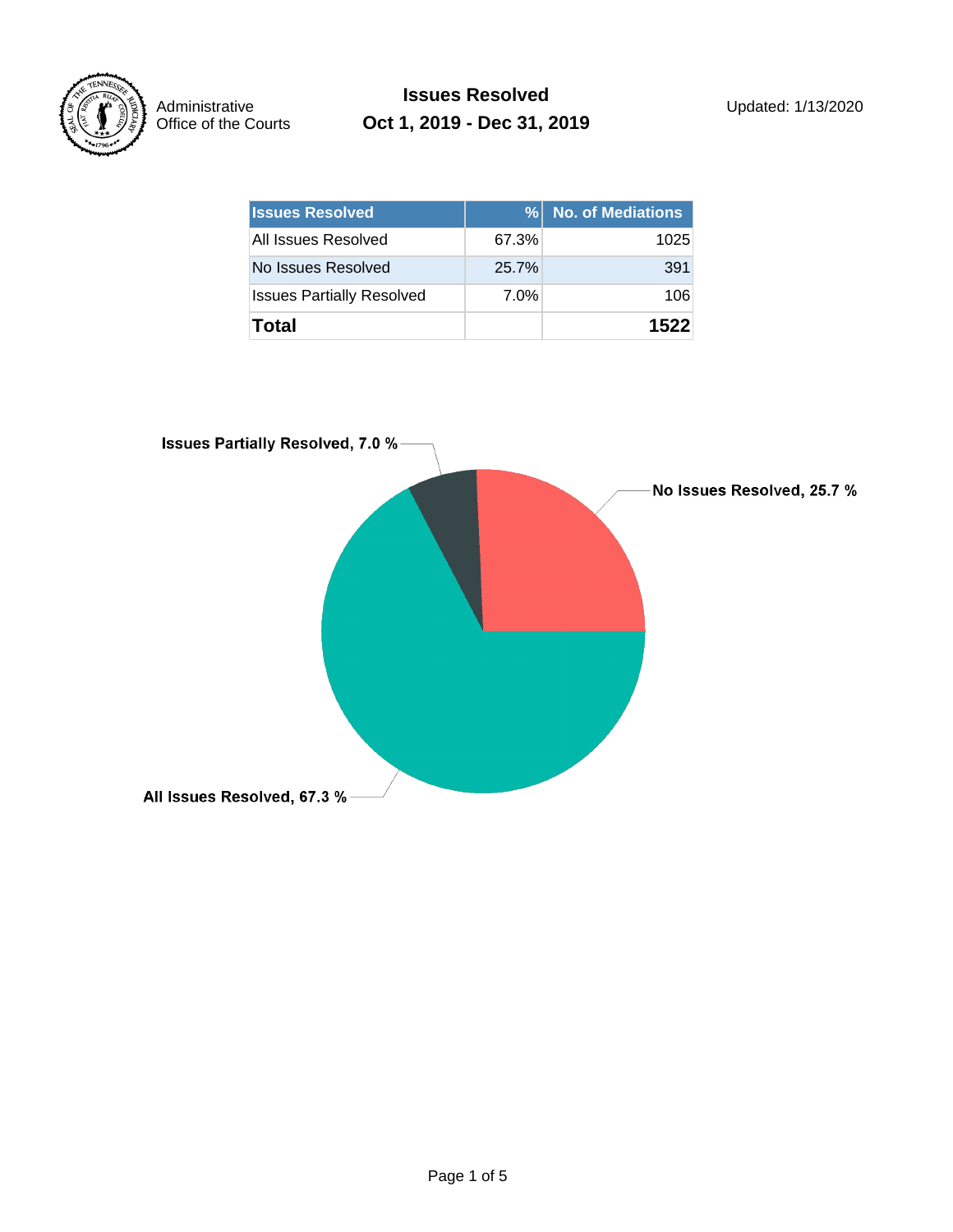Administrative Office of the Courts

# Issues Resolved
## Oct 1, 2019 - Dec 31, 2019

Updated: 1/13/2020

| Issues Resolved | % | No. of Mediations |
|---|---|---|
| All Issues Resolved | 67.3% | 1025 |
| No Issues Resolved | 25.7% | 391 |
| Issues Partially Resolved | 7.0% | 106 |
| **Total** | | **1522** |

Issues Partially Resolved, 7.0 %

No Issues Resolved, 25.7 %

All Issues Resolved, 67.3 %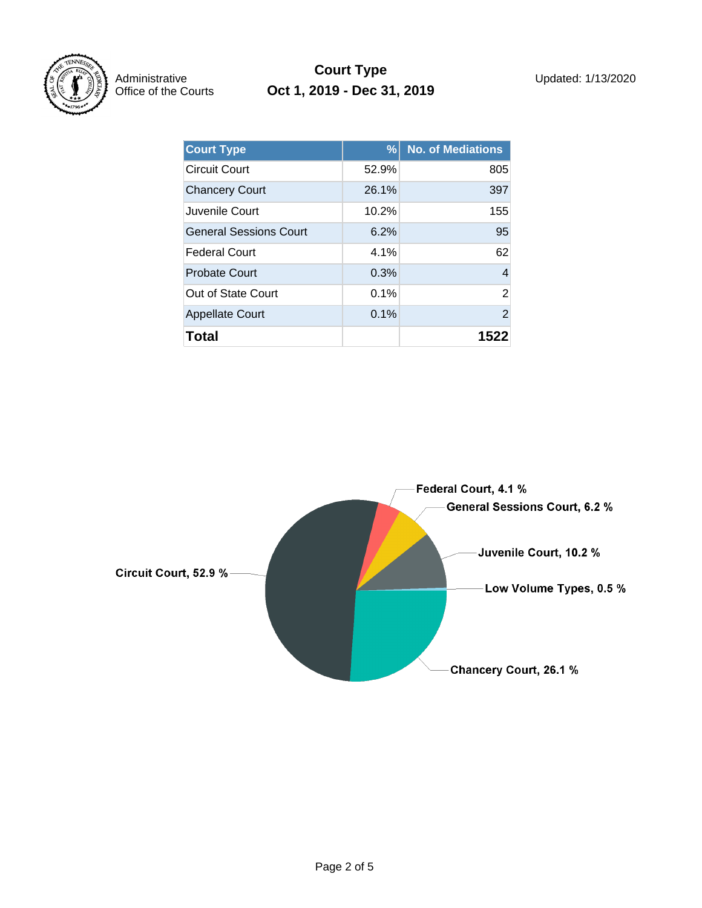Administrative Office of the Courts

# Court Type
## Oct 1, 2019 - Dec 31, 2019

Updated: 1/13/2020

| Court Type | % | No. of Mediations |
|---|---|---|
| Circuit Court | 52.9% | 805 |
| Chancery Court | 26.1% | 397 |
| Juvenile Court | 10.2% | 155 |
| General Sessions Court | 6.2% | 95 |
| Federal Court | 4.1% | 62 |
| Probate Court | 0.3% | 4 |
| Out of State Court | 0.1% | 2 |
| Appellate Court | 0.1% | 2 |
| **Total** | | **1522** |

Federal Court, 4.1 %
General Sessions Court, 6.2 %
Juvenile Court, 10.2 %
Low Volume Types, 0.5 %
Chancery Court, 26.1 %
Circuit Court, 52.9 %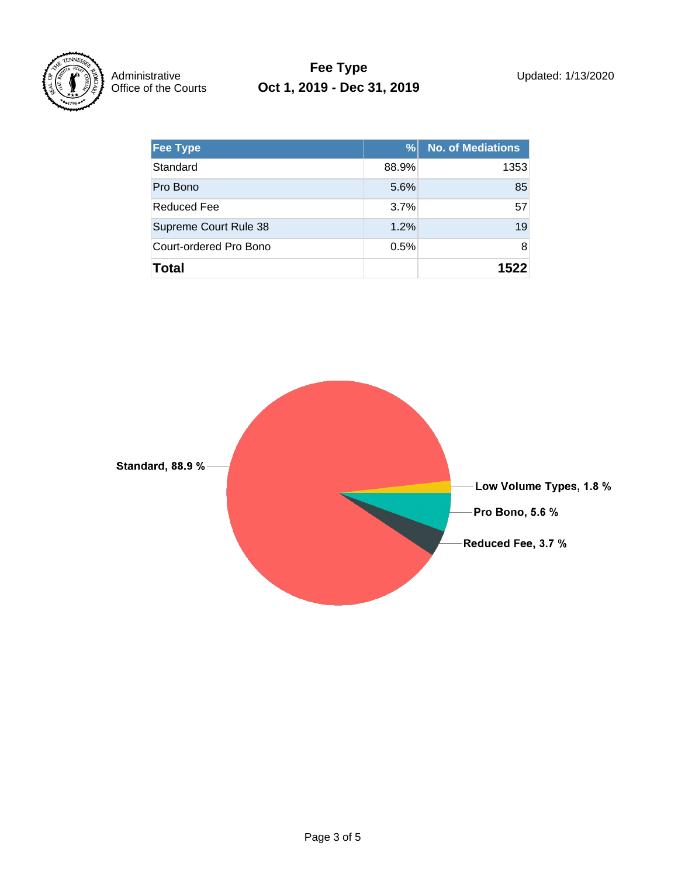Administrative Office of the Courts

# Fee Type

## Oct 1, 2019 - Dec 31, 2019

Updated: 1/13/2020

| Fee Type | % | No. of Mediations |
|---|---|---|
| Standard | 88.9% | 1353 |
| Pro Bono | 5.6% | 85 |
| Reduced Fee | 3.7% | 57 |
| Supreme Court Rule 38 | 1.2% | 19 |
| Court-ordered Pro Bono | 0.5% | 8 |
| **Total** | | **1522** |

Standard, 88.9 %

Low Volume Types, 1.8 %

Pro Bono, 5.6 %

Reduced Fee, 3.7 %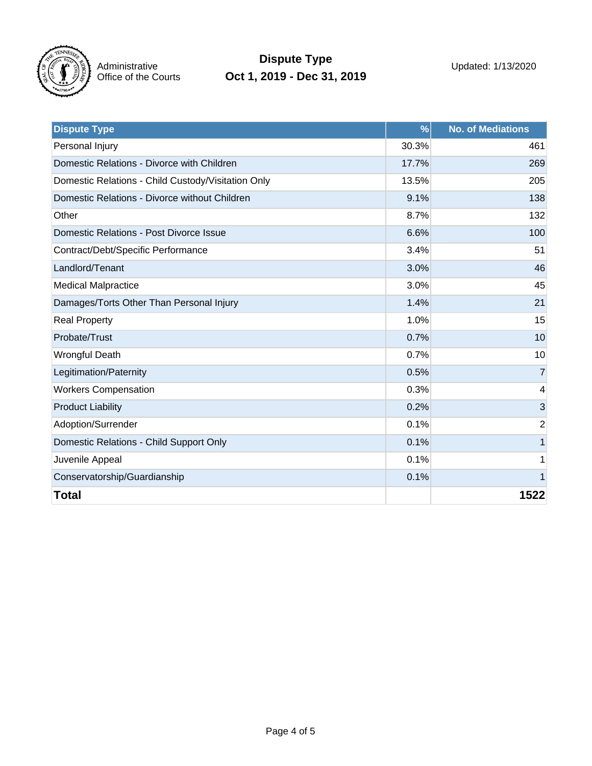Administrative Office of the Courts

# Dispute Type
## Oct 1, 2019 - Dec 31, 2019

Updated: 1/13/2020

| Dispute Type | % | No. of Mediations |
|---|---|---|
| Personal Injury | 30.3% | 461 |
| Domestic Relations - Divorce with Children | 17.7% | 269 |
| Domestic Relations - Child Custody/Visitation Only | 13.5% | 205 |
| Domestic Relations - Divorce without Children | 9.1% | 138 |
| Other | 8.7% | 132 |
| Domestic Relations - Post Divorce Issue | 6.6% | 100 |
| Contract/Debt/Specific Performance | 3.4% | 51 |
| Landlord/Tenant | 3.0% | 46 |
| Medical Malpractice | 3.0% | 45 |
| Damages/Torts Other Than Personal Injury | 1.4% | 21 |
| Real Property | 1.0% | 15 |
| Probate/Trust | 0.7% | 10 |
| Wrongful Death | 0.7% | 10 |
| Legitimation/Paternity | 0.5% | 7 |
| Workers Compensation | 0.3% | 4 |
| Product Liability | 0.2% | 3 |
| Adoption/Surrender | 0.1% | 2 |
| Domestic Relations - Child Support Only | 0.1% | 1 |
| Juvenile Appeal | 0.1% | 1 |
| Conservatorship/Guardianship | 0.1% | 1 |
| **Total** | | **1522** |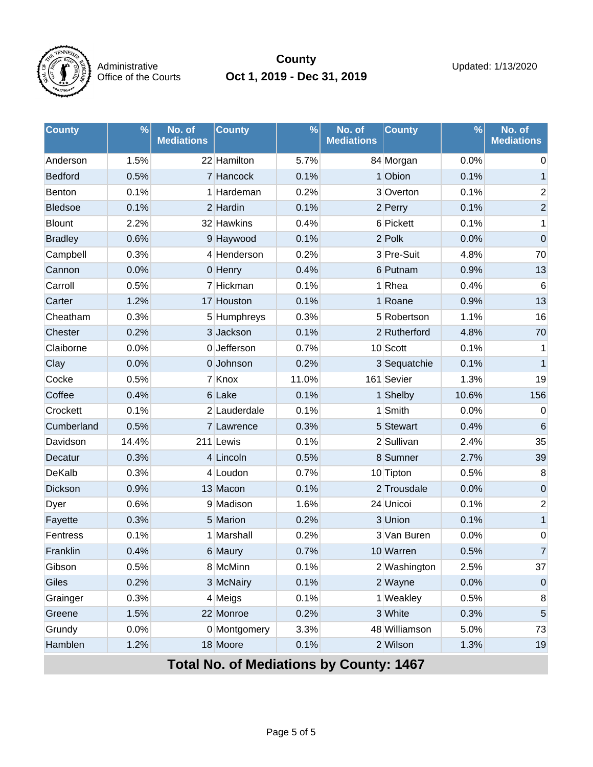Administrative Office of the Courts

# County
## Oct 1, 2019 - Dec 31, 2019

Updated: 1/13/2020

| County | % | No. of Mediations | County | % | No. of Mediations | County | % | No. of Mediations |
|---|---|---|---|---|---|---|---|---|
| Anderson | 1.5% | 22 | Hamilton | 5.7% | 84 | Morgan | 0.0% | 0 |
| Bedford | 0.5% | 7 | Hancock | 0.1% | 1 | Obion | 0.1% | 1 |
| Benton | 0.1% | 1 | Hardeman | 0.2% | 3 | Overton | 0.1% | 2 |
| Bledsoe | 0.1% | 2 | Hardin | 0.1% | 2 | Perry | 0.1% | 2 |
| Blount | 2.2% | 32 | Hawkins | 0.4% | 6 | Pickett | 0.1% | 1 |
| Bradley | 0.6% | 9 | Haywood | 0.1% | 2 | Polk | 0.0% | 0 |
| Campbell | 0.3% | 4 | Henderson | 0.2% | 3 | Pre-Suit | 4.8% | 70 |
| Cannon | 0.0% | 0 | Henry | 0.4% | 6 | Putnam | 0.9% | 13 |
| Carroll | 0.5% | 7 | Hickman | 0.1% | 1 | Rhea | 0.4% | 6 |
| Carter | 1.2% | 17 | Houston | 0.1% | 1 | Roane | 0.9% | 13 |
| Cheatham | 0.3% | 5 | Humphreys | 0.3% | 5 | Robertson | 1.1% | 16 |
| Chester | 0.2% | 3 | Jackson | 0.1% | 2 | Rutherford | 4.8% | 70 |
| Claiborne | 0.0% | 0 | Jefferson | 0.7% | 10 | Scott | 0.1% | 1 |
| Clay | 0.0% | 0 | Johnson | 0.2% | 3 | Sequatchie | 0.1% | 1 |
| Cocke | 0.5% | 7 | Knox | 11.0% | 161 | Sevier | 1.3% | 19 |
| Coffee | 0.4% | 6 | Lake | 0.1% | 1 | Shelby | 10.6% | 156 |
| Crockett | 0.1% | 2 | Lauderdale | 0.1% | 1 | Smith | 0.0% | 0 |
| Cumberland | 0.5% | 7 | Lawrence | 0.3% | 5 | Stewart | 0.4% | 6 |
| Davidson | 14.4% | 211 | Lewis | 0.1% | 2 | Sullivan | 2.4% | 35 |
| Decatur | 0.3% | 4 | Lincoln | 0.5% | 8 | Sumner | 2.7% | 39 |
| DeKalb | 0.3% | 4 | Loudon | 0.7% | 10 | Tipton | 0.5% | 8 |
| Dickson | 0.9% | 13 | Macon | 0.1% | 2 | Trousdale | 0.0% | 0 |
| Dyer | 0.6% | 9 | Madison | 1.6% | 24 | Unicoi | 0.1% | 2 |
| Fayette | 0.3% | 5 | Marion | 0.2% | 3 | Union | 0.1% | 1 |
| Fentress | 0.1% | 1 | Marshall | 0.2% | 3 | Van Buren | 0.0% | 0 |
| Franklin | 0.4% | 6 | Maury | 0.7% | 10 | Warren | 0.5% | 7 |
| Gibson | 0.5% | 8 | McMinn | 0.1% | 2 | Washington | 2.5% | 37 |
| Giles | 0.2% | 3 | McNairy | 0.1% | 2 | Wayne | 0.0% | 0 |
| Grainger | 0.3% | 4 | Meigs | 0.1% | 1 | Weakley | 0.5% | 8 |
| Greene | 1.5% | 22 | Monroe | 0.2% | 3 | White | 0.3% | 5 |
| Grundy | 0.0% | 0 | Montgomery | 3.3% | 48 | Williamson | 5.0% | 73 |
| Hamblen | 1.2% | 18 | Moore | 0.1% | 2 | Wilson | 1.3% | 19 |

**Total No. of Mediations by County: 1467**